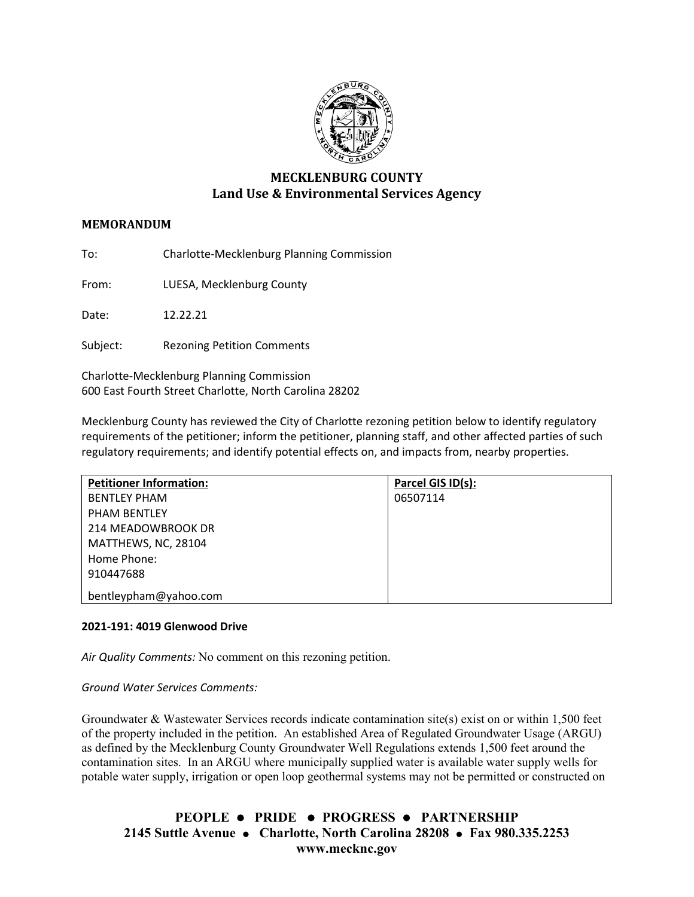# MECKLENBURG COUNTY
## Land Use & Environmental Services Agency

**MEMORANDUM**

To: Charlotte-Mecklenburg Planning Commission

From: LUESA, Mecklenburg County

Date: 12.22.21

Subject: Rezoning Petition Comments

Charlotte-Mecklenburg Planning Commission
600 East Fourth Street Charlotte, North Carolina 28202

Mecklenburg County has reviewed the City of Charlotte rezoning petition below to identify regulatory requirements of the petitioner; inform the petitioner, planning staff, and other affected parties of such regulatory requirements; and identify potential effects on, and impacts from, nearby properties.

| **Petitioner Information:** | **Parcel GIS ID(s):** |
| --- | --- |
| BENTLEY PHAM<br>PHAM BENTLEY<br>214 MEADOWBROOK DR<br>MATTHEWS, NC, 28104<br>Home Phone:<br>910447688<br>bentleypham@yahoo.com | 06507114 |

**2021-191: 4019 Glenwood Drive**

*Air Quality Comments:* No comment on this rezoning petition.

*Ground Water Services Comments:*

Groundwater & Wastewater Services records indicate contamination site(s) exist on or within 1,500 feet of the property included in the petition. An established Area of Regulated Groundwater Usage (ARGU) as defined by the Mecklenburg County Groundwater Well Regulations extends 1,500 feet around the contamination sites. In an ARGU where municipally supplied water is available water supply wells for potable water supply, irrigation or open loop geothermal systems may not be permitted or constructed on

**PEOPLE • PRIDE • PROGRESS • PARTNERSHIP**
**2145 Suttle Avenue • Charlotte, North Carolina 28208 • Fax 980.335.2253**
**www.mecknc.gov**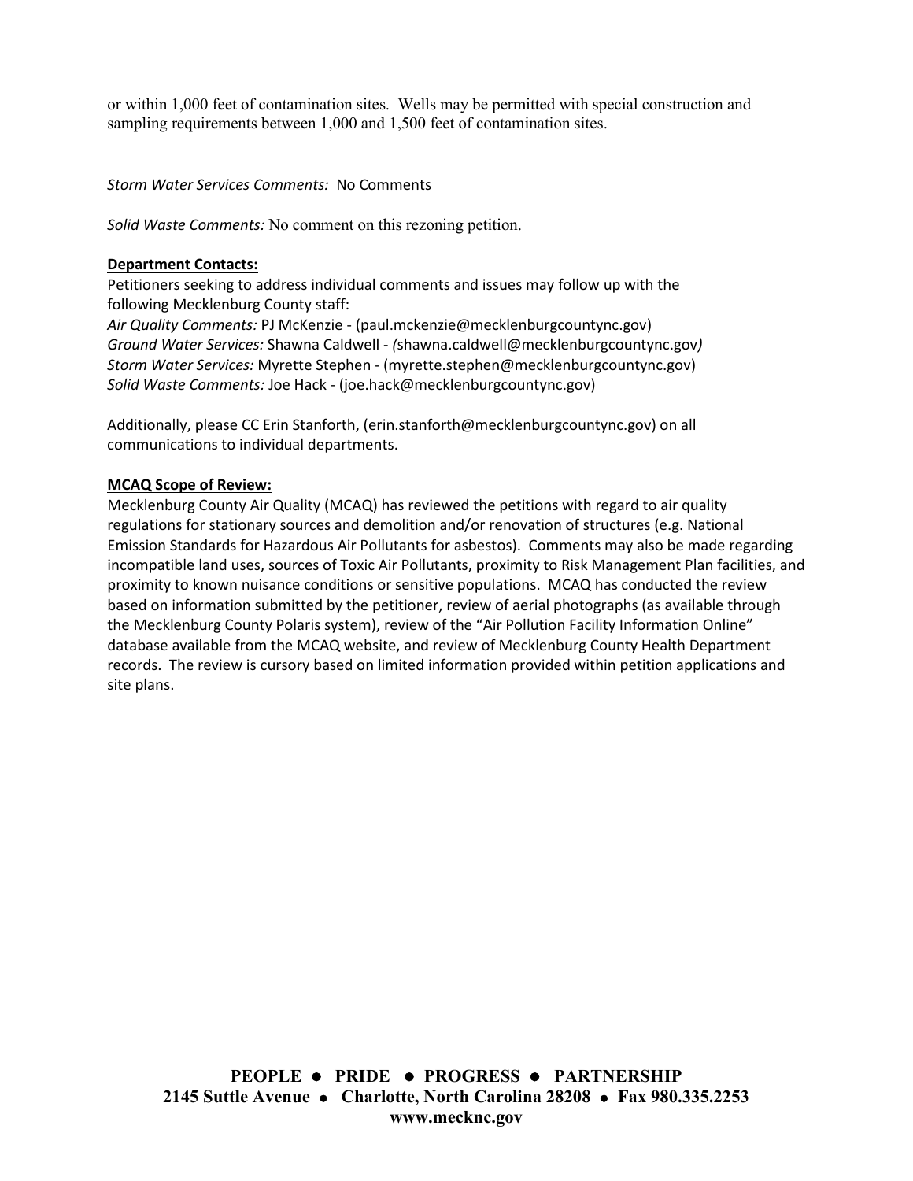or within 1,000 feet of contamination sites. Wells may be permitted with special construction and sampling requirements between 1,000 and 1,500 feet of contamination sites.

*Storm Water Services Comments:* No Comments

*Solid Waste Comments:* No comment on this rezoning petition.

**Department Contacts:**

Petitioners seeking to address individual comments and issues may follow up with the following Mecklenburg County staff:

*Air Quality Comments:* PJ McKenzie - (paul.mckenzie@mecklenburgcountync.gov)
*Ground Water Services:* Shawna Caldwell - *(*shawna.caldwell@mecklenburgcountync.gov*)*
*Storm Water Services:* Myrette Stephen - (myrette.stephen@mecklenburgcountync.gov)
*Solid Waste Comments:* Joe Hack - (joe.hack@mecklenburgcountync.gov)

Additionally, please CC Erin Stanforth, (erin.stanforth@mecklenburgcountync.gov) on all communications to individual departments.

**MCAQ Scope of Review:**

Mecklenburg County Air Quality (MCAQ) has reviewed the petitions with regard to air quality regulations for stationary sources and demolition and/or renovation of structures (e.g. National Emission Standards for Hazardous Air Pollutants for asbestos). Comments may also be made regarding incompatible land uses, sources of Toxic Air Pollutants, proximity to Risk Management Plan facilities, and proximity to known nuisance conditions or sensitive populations. MCAQ has conducted the review based on information submitted by the petitioner, review of aerial photographs (as available through the Mecklenburg County Polaris system), review of the "Air Pollution Facility Information Online" database available from the MCAQ website, and review of Mecklenburg County Health Department records. The review is cursory based on limited information provided within petition applications and site plans.

**PEOPLE • PRIDE • PROGRESS • PARTNERSHIP**
**2145 Suttle Avenue • Charlotte, North Carolina 28208 • Fax 980.335.2253**
**www.mecknc.gov**